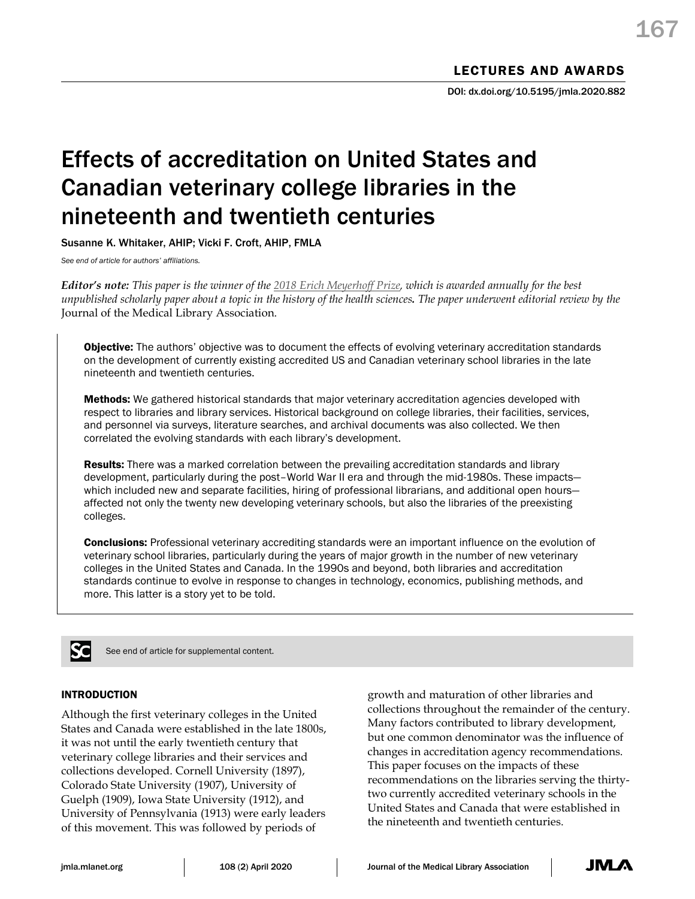LECTURES AND AWARDS

DOI: dx.doi.org/10.5195/jmla.2020.882

# Effects of accreditation on United States and Canadian veterinary college libraries in the nineteenth and twentieth centuries

Susanne K. Whitaker, AHIP; Vicki F. Croft, AHIP, FMLA

*See end of article for authors' affiliations.*

***Editor's note:** This paper is the winner of the 2018 Erich Meyerhoff Prize, which is awarded annually for the best unpublished scholarly paper about a topic in the history of the health sciences. The paper underwent editorial review by the* Journal of the Medical Library Association.

**Objective:** The authors' objective was to document the effects of evolving veterinary accreditation standards on the development of currently existing accredited US and Canadian veterinary school libraries in the late nineteenth and twentieth centuries.

**Methods:** We gathered historical standards that major veterinary accreditation agencies developed with respect to libraries and library services. Historical background on college libraries, their facilities, services, and personnel via surveys, literature searches, and archival documents was also collected. We then correlated the evolving standards with each library's development.

**Results:** There was a marked correlation between the prevailing accreditation standards and library development, particularly during the post–World War II era and through the mid-1980s. These impacts—which included new and separate facilities, hiring of professional librarians, and additional open hours—affected not only the twenty new developing veterinary schools, but also the libraries of the preexisting colleges.

**Conclusions:** Professional veterinary accrediting standards were an important influence on the evolution of veterinary school libraries, particularly during the years of major growth in the number of new veterinary colleges in the United States and Canada. In the 1990s and beyond, both libraries and accreditation standards continue to evolve in response to changes in technology, economics, publishing methods, and more. This latter is a story yet to be told.

See end of article for supplemental content.

## INTRODUCTION

Although the first veterinary colleges in the United States and Canada were established in the late 1800s, it was not until the early twentieth century that veterinary college libraries and their services and collections developed. Cornell University (1897), Colorado State University (1907), University of Guelph (1909), Iowa State University (1912), and University of Pennsylvania (1913) were early leaders of this movement. This was followed by periods of growth and maturation of other libraries and collections throughout the remainder of the century. Many factors contributed to library development, but one common denominator was the influence of changes in accreditation agency recommendations. This paper focuses on the impacts of these recommendations on the libraries serving the thirty-two currently accredited veterinary schools in the United States and Canada that were established in the nineteenth and twentieth centuries.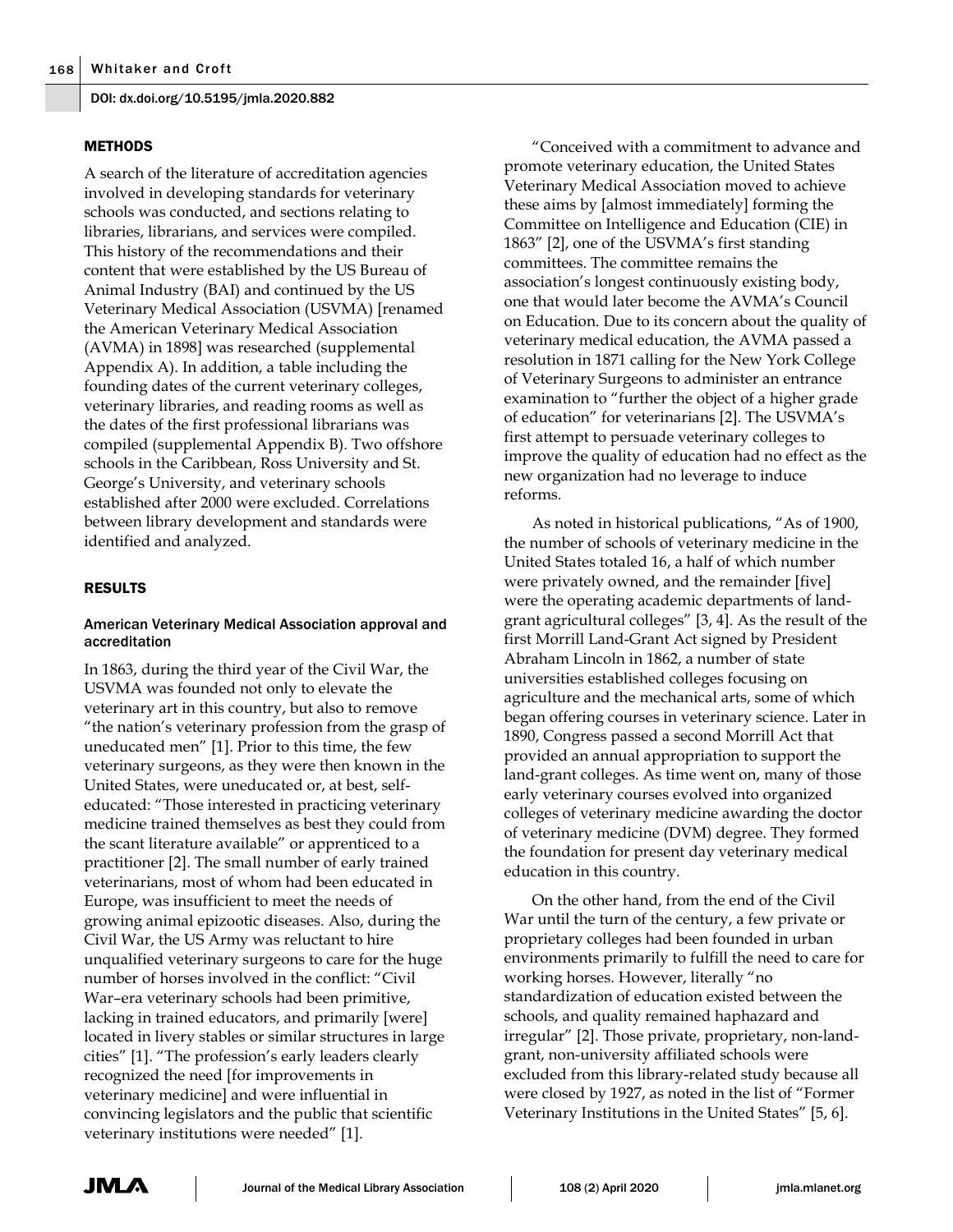## METHODS

A search of the literature of accreditation agencies involved in developing standards for veterinary schools was conducted, and sections relating to libraries, librarians, and services were compiled. This history of the recommendations and their content that were established by the US Bureau of Animal Industry (BAI) and continued by the US Veterinary Medical Association (USVMA) [renamed the American Veterinary Medical Association (AVMA) in 1898] was researched (supplemental Appendix A). In addition, a table including the founding dates of the current veterinary colleges, veterinary libraries, and reading rooms as well as the dates of the first professional librarians was compiled (supplemental Appendix B). Two offshore schools in the Caribbean, Ross University and St. George's University, and veterinary schools established after 2000 were excluded. Correlations between library development and standards were identified and analyzed.

## RESULTS

### American Veterinary Medical Association approval and accreditation

In 1863, during the third year of the Civil War, the USVMA was founded not only to elevate the veterinary art in this country, but also to remove "the nation's veterinary profession from the grasp of uneducated men" [1]. Prior to this time, the few veterinary surgeons, as they were then known in the United States, were uneducated or, at best, self-educated: "Those interested in practicing veterinary medicine trained themselves as best they could from the scant literature available" or apprenticed to a practitioner [2]. The small number of early trained veterinarians, most of whom had been educated in Europe, was insufficient to meet the needs of growing animal epizootic diseases. Also, during the Civil War, the US Army was reluctant to hire unqualified veterinary surgeons to care for the huge number of horses involved in the conflict: "Civil War–era veterinary schools had been primitive, lacking in trained educators, and primarily [were] located in livery stables or similar structures in large cities" [1]. "The profession's early leaders clearly recognized the need [for improvements in veterinary medicine] and were influential in convincing legislators and the public that scientific veterinary institutions were needed" [1].

"Conceived with a commitment to advance and promote veterinary education, the United States Veterinary Medical Association moved to achieve these aims by [almost immediately] forming the Committee on Intelligence and Education (CIE) in 1863" [2], one of the USVMA's first standing committees. The committee remains the association's longest continuously existing body, one that would later become the AVMA's Council on Education. Due to its concern about the quality of veterinary medical education, the AVMA passed a resolution in 1871 calling for the New York College of Veterinary Surgeons to administer an entrance examination to "further the object of a higher grade of education" for veterinarians [2]. The USVMA's first attempt to persuade veterinary colleges to improve the quality of education had no effect as the new organization had no leverage to induce reforms.

As noted in historical publications, "As of 1900, the number of schools of veterinary medicine in the United States totaled 16, a half of which number were privately owned, and the remainder [five] were the operating academic departments of land-grant agricultural colleges" [3, 4]. As the result of the first Morrill Land-Grant Act signed by President Abraham Lincoln in 1862, a number of state universities established colleges focusing on agriculture and the mechanical arts, some of which began offering courses in veterinary science. Later in 1890, Congress passed a second Morrill Act that provided an annual appropriation to support the land-grant colleges. As time went on, many of those early veterinary courses evolved into organized colleges of veterinary medicine awarding the doctor of veterinary medicine (DVM) degree. They formed the foundation for present day veterinary medical education in this country.

On the other hand, from the end of the Civil War until the turn of the century, a few private or proprietary colleges had been founded in urban environments primarily to fulfill the need to care for working horses. However, literally "no standardization of education existed between the schools, and quality remained haphazard and irregular" [2]. Those private, proprietary, non-land-grant, non-university affiliated schools were excluded from this library-related study because all were closed by 1927, as noted in the list of "Former Veterinary Institutions in the United States" [5, 6].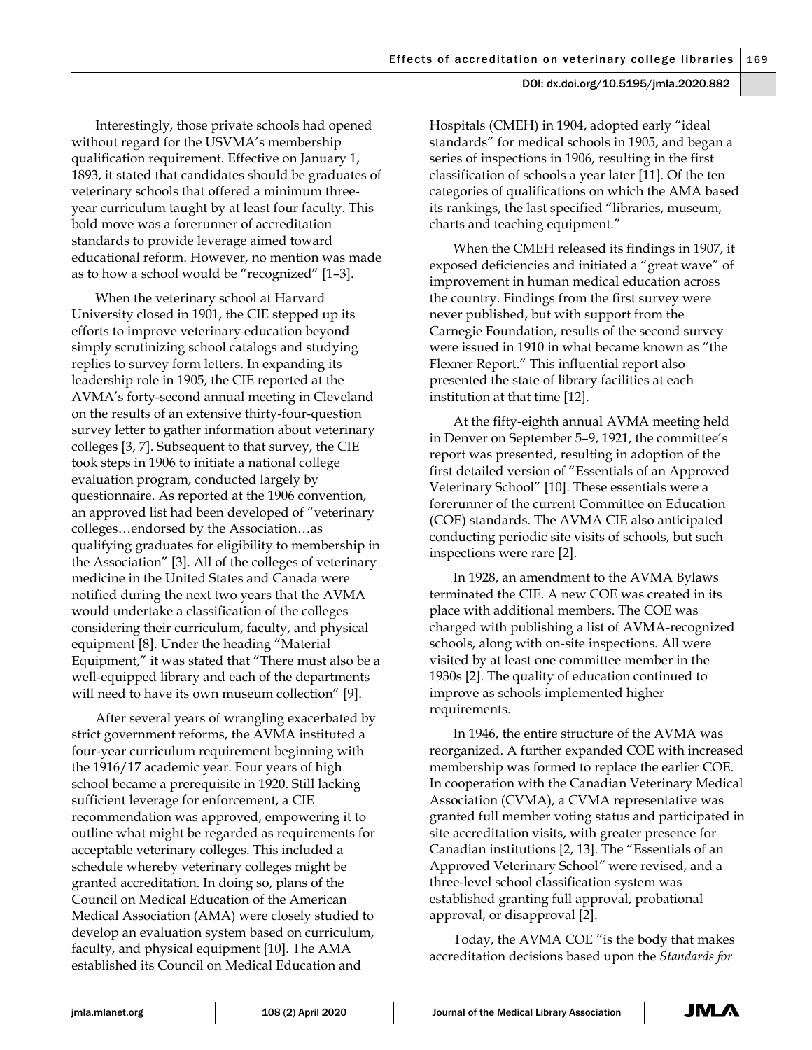Interestingly, those private schools had opened without regard for the USVMA's membership qualification requirement. Effective on January 1, 1893, it stated that candidates should be graduates of veterinary schools that offered a minimum three-year curriculum taught by at least four faculty. This bold move was a forerunner of accreditation standards to provide leverage aimed toward educational reform. However, no mention was made as to how a school would be "recognized" [1–3].

When the veterinary school at Harvard University closed in 1901, the CIE stepped up its efforts to improve veterinary education beyond simply scrutinizing school catalogs and studying replies to survey form letters. In expanding its leadership role in 1905, the CIE reported at the AVMA's forty-second annual meeting in Cleveland on the results of an extensive thirty-four-question survey letter to gather information about veterinary colleges [3, 7]. Subsequent to that survey, the CIE took steps in 1906 to initiate a national college evaluation program, conducted largely by questionnaire. As reported at the 1906 convention, an approved list had been developed of "veterinary colleges…endorsed by the Association…as qualifying graduates for eligibility to membership in the Association" [3]. All of the colleges of veterinary medicine in the United States and Canada were notified during the next two years that the AVMA would undertake a classification of the colleges considering their curriculum, faculty, and physical equipment [8]. Under the heading "Material Equipment," it was stated that "There must also be a well-equipped library and each of the departments will need to have its own museum collection" [9].

After several years of wrangling exacerbated by strict government reforms, the AVMA instituted a four-year curriculum requirement beginning with the 1916/17 academic year. Four years of high school became a prerequisite in 1920. Still lacking sufficient leverage for enforcement, a CIE recommendation was approved, empowering it to outline what might be regarded as requirements for acceptable veterinary colleges. This included a schedule whereby veterinary colleges might be granted accreditation. In doing so, plans of the Council on Medical Education of the American Medical Association (AMA) were closely studied to develop an evaluation system based on curriculum, faculty, and physical equipment [10]. The AMA established its Council on Medical Education and Hospitals (CMEH) in 1904, adopted early "ideal standards" for medical schools in 1905, and began a series of inspections in 1906, resulting in the first classification of schools a year later [11]. Of the ten categories of qualifications on which the AMA based its rankings, the last specified "libraries, museum, charts and teaching equipment."

When the CMEH released its findings in 1907, it exposed deficiencies and initiated a "great wave" of improvement in human medical education across the country. Findings from the first survey were never published, but with support from the Carnegie Foundation, results of the second survey were issued in 1910 in what became known as "the Flexner Report." This influential report also presented the state of library facilities at each institution at that time [12].

At the fifty-eighth annual AVMA meeting held in Denver on September 5–9, 1921, the committee's report was presented, resulting in adoption of the first detailed version of "Essentials of an Approved Veterinary School" [10]. These essentials were a forerunner of the current Committee on Education (COE) standards. The AVMA CIE also anticipated conducting periodic site visits of schools, but such inspections were rare [2].

In 1928, an amendment to the AVMA Bylaws terminated the CIE. A new COE was created in its place with additional members. The COE was charged with publishing a list of AVMA-recognized schools, along with on-site inspections. All were visited by at least one committee member in the 1930s [2]. The quality of education continued to improve as schools implemented higher requirements.

In 1946, the entire structure of the AVMA was reorganized. A further expanded COE with increased membership was formed to replace the earlier COE. In cooperation with the Canadian Veterinary Medical Association (CVMA), a CVMA representative was granted full member voting status and participated in site accreditation visits, with greater presence for Canadian institutions [2, 13]. The "Essentials of an Approved Veterinary School" were revised, and a three-level school classification system was established granting full approval, probational approval, or disapproval [2].

Today, the AVMA COE "is the body that makes accreditation decisions based upon the *Standards for*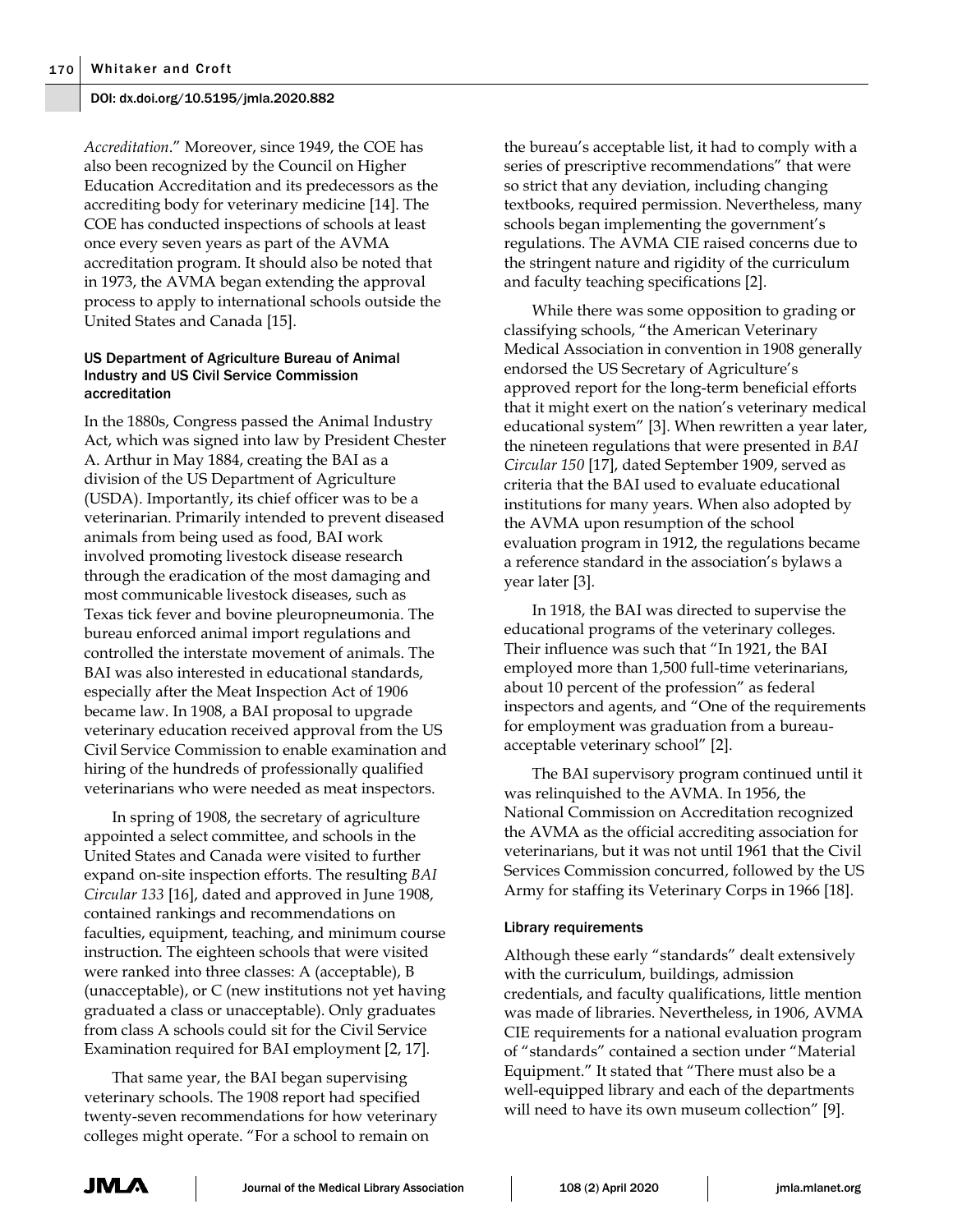*Accreditation*." Moreover, since 1949, the COE has also been recognized by the Council on Higher Education Accreditation and its predecessors as the accrediting body for veterinary medicine [14]. The COE has conducted inspections of schools at least once every seven years as part of the AVMA accreditation program. It should also be noted that in 1973, the AVMA began extending the approval process to apply to international schools outside the United States and Canada [15].

### US Department of Agriculture Bureau of Animal Industry and US Civil Service Commission accreditation

In the 1880s, Congress passed the Animal Industry Act, which was signed into law by President Chester A. Arthur in May 1884, creating the BAI as a division of the US Department of Agriculture (USDA). Importantly, its chief officer was to be a veterinarian. Primarily intended to prevent diseased animals from being used as food, BAI work involved promoting livestock disease research through the eradication of the most damaging and most communicable livestock diseases, such as Texas tick fever and bovine pleuropneumonia. The bureau enforced animal import regulations and controlled the interstate movement of animals. The BAI was also interested in educational standards, especially after the Meat Inspection Act of 1906 became law. In 1908, a BAI proposal to upgrade veterinary education received approval from the US Civil Service Commission to enable examination and hiring of the hundreds of professionally qualified veterinarians who were needed as meat inspectors.

In spring of 1908, the secretary of agriculture appointed a select committee, and schools in the United States and Canada were visited to further expand on-site inspection efforts. The resulting *BAI Circular 133* [16], dated and approved in June 1908, contained rankings and recommendations on faculties, equipment, teaching, and minimum course instruction. The eighteen schools that were visited were ranked into three classes: A (acceptable), B (unacceptable), or C (new institutions not yet having graduated a class or unacceptable). Only graduates from class A schools could sit for the Civil Service Examination required for BAI employment [2, 17].

That same year, the BAI began supervising veterinary schools. The 1908 report had specified twenty-seven recommendations for how veterinary colleges might operate. "For a school to remain on the bureau's acceptable list, it had to comply with a series of prescriptive recommendations" that were so strict that any deviation, including changing textbooks, required permission. Nevertheless, many schools began implementing the government's regulations. The AVMA CIE raised concerns due to the stringent nature and rigidity of the curriculum and faculty teaching specifications [2].

While there was some opposition to grading or classifying schools, "the American Veterinary Medical Association in convention in 1908 generally endorsed the US Secretary of Agriculture's approved report for the long-term beneficial efforts that it might exert on the nation's veterinary medical educational system" [3]. When rewritten a year later, the nineteen regulations that were presented in *BAI Circular 150* [17], dated September 1909, served as criteria that the BAI used to evaluate educational institutions for many years. When also adopted by the AVMA upon resumption of the school evaluation program in 1912, the regulations became a reference standard in the association's bylaws a year later [3].

In 1918, the BAI was directed to supervise the educational programs of the veterinary colleges. Their influence was such that "In 1921, the BAI employed more than 1,500 full-time veterinarians, about 10 percent of the profession" as federal inspectors and agents, and "One of the requirements for employment was graduation from a bureau-acceptable veterinary school" [2].

The BAI supervisory program continued until it was relinquished to the AVMA. In 1956, the National Commission on Accreditation recognized the AVMA as the official accrediting association for veterinarians, but it was not until 1961 that the Civil Services Commission concurred, followed by the US Army for staffing its Veterinary Corps in 1966 [18].

### Library requirements

Although these early "standards" dealt extensively with the curriculum, buildings, admission credentials, and faculty qualifications, little mention was made of libraries. Nevertheless, in 1906, AVMA CIE requirements for a national evaluation program of "standards" contained a section under "Material Equipment." It stated that "There must also be a well-equipped library and each of the departments will need to have its own museum collection" [9].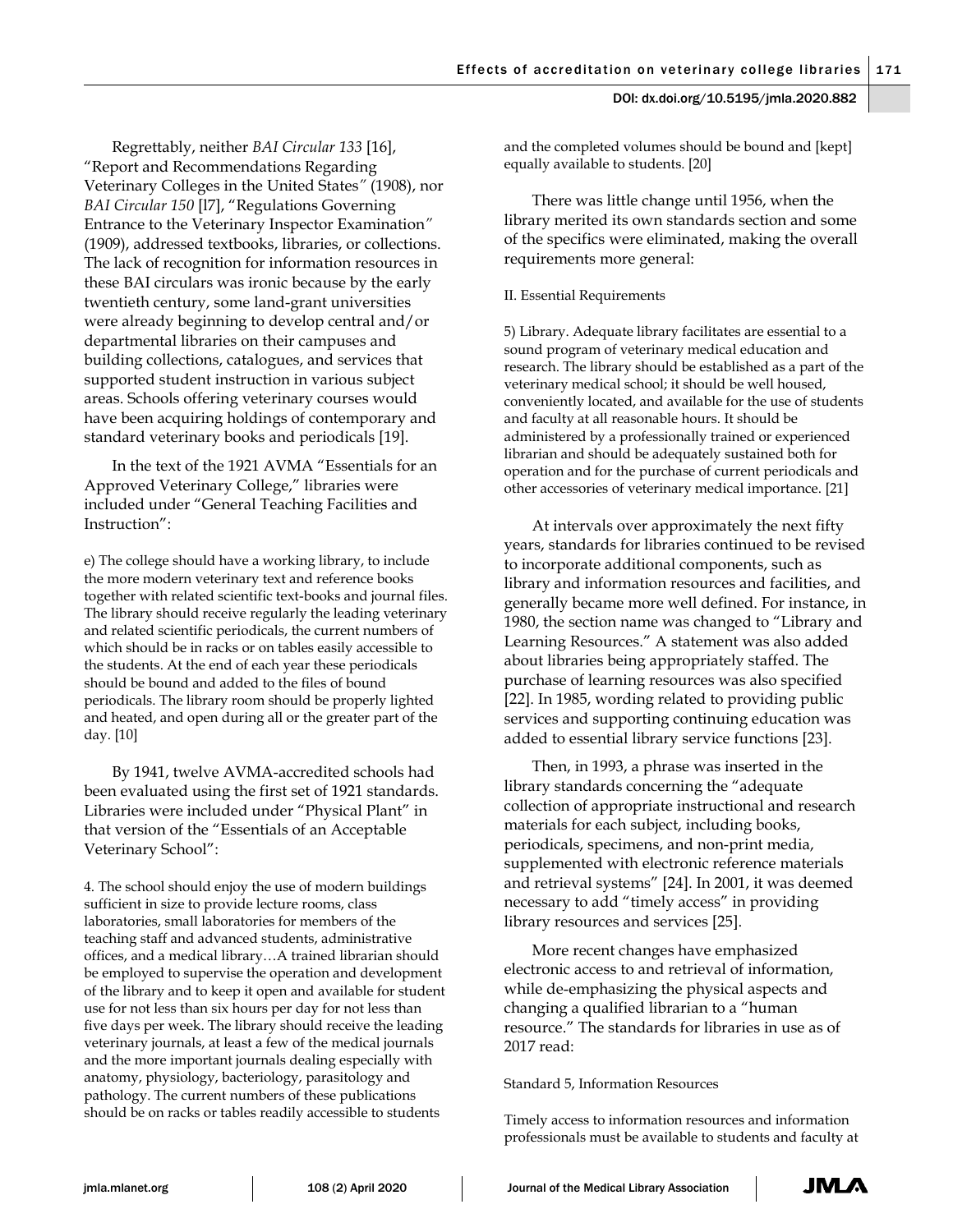Regrettably, neither *BAI Circular 133* [16], "Report and Recommendations Regarding Veterinary Colleges in the United States" (1908), nor *BAI Circular 150* [l7], "Regulations Governing Entrance to the Veterinary Inspector Examination" (1909), addressed textbooks, libraries, or collections. The lack of recognition for information resources in these BAI circulars was ironic because by the early twentieth century, some land-grant universities were already beginning to develop central and/or departmental libraries on their campuses and building collections, catalogues, and services that supported student instruction in various subject areas. Schools offering veterinary courses would have been acquiring holdings of contemporary and standard veterinary books and periodicals [19].

In the text of the 1921 AVMA "Essentials for an Approved Veterinary College," libraries were included under "General Teaching Facilities and Instruction":

> e) The college should have a working library, to include the more modern veterinary text and reference books together with related scientific text-books and journal files. The library should receive regularly the leading veterinary and related scientific periodicals, the current numbers of which should be in racks or on tables easily accessible to the students. At the end of each year these periodicals should be bound and added to the files of bound periodicals. The library room should be properly lighted and heated, and open during all or the greater part of the day. [10]

By 1941, twelve AVMA-accredited schools had been evaluated using the first set of 1921 standards. Libraries were included under "Physical Plant" in that version of the "Essentials of an Acceptable Veterinary School":

> 4. The school should enjoy the use of modern buildings sufficient in size to provide lecture rooms, class laboratories, small laboratories for members of the teaching staff and advanced students, administrative offices, and a medical library…A trained librarian should be employed to supervise the operation and development of the library and to keep it open and available for student use for not less than six hours per day for not less than five days per week. The library should receive the leading veterinary journals, at least a few of the medical journals and the more important journals dealing especially with anatomy, physiology, bacteriology, parasitology and pathology. The current numbers of these publications should be on racks or tables readily accessible to students and the completed volumes should be bound and [kept] equally available to students. [20]

There was little change until 1956, when the library merited its own standards section and some of the specifics were eliminated, making the overall requirements more general:

> II. Essential Requirements
>
> 5) Library. Adequate library facilitates are essential to a sound program of veterinary medical education and research. The library should be established as a part of the veterinary medical school; it should be well housed, conveniently located, and available for the use of students and faculty at all reasonable hours. It should be administered by a professionally trained or experienced librarian and should be adequately sustained both for operation and for the purchase of current periodicals and other accessories of veterinary medical importance. [21]

At intervals over approximately the next fifty years, standards for libraries continued to be revised to incorporate additional components, such as library and information resources and facilities, and generally became more well defined. For instance, in 1980, the section name was changed to "Library and Learning Resources." A statement was also added about libraries being appropriately staffed. The purchase of learning resources was also specified [22]. In 1985, wording related to providing public services and supporting continuing education was added to essential library service functions [23].

Then, in 1993, a phrase was inserted in the library standards concerning the "adequate collection of appropriate instructional and research materials for each subject, including books, periodicals, specimens, and non-print media, supplemented with electronic reference materials and retrieval systems" [24]. In 2001, it was deemed necessary to add "timely access" in providing library resources and services [25].

More recent changes have emphasized electronic access to and retrieval of information, while de-emphasizing the physical aspects and changing a qualified librarian to a "human resource." The standards for libraries in use as of 2017 read:

> Standard 5, Information Resources
>
> Timely access to information resources and information professionals must be available to students and faculty at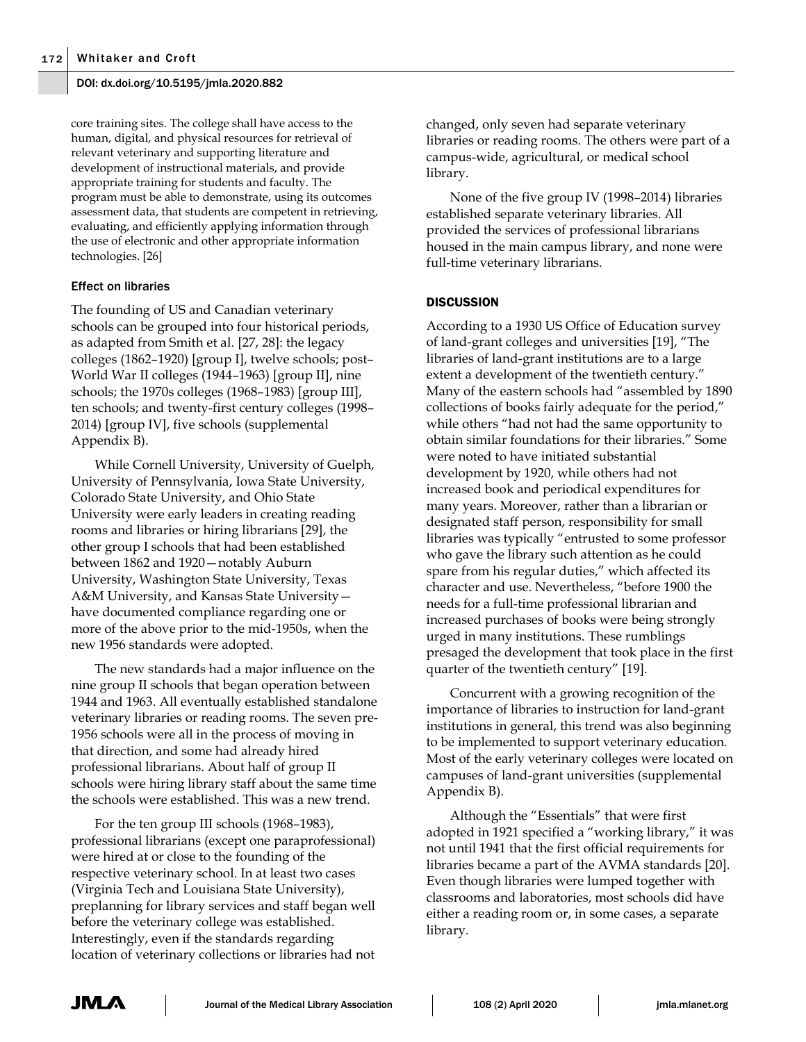core training sites. The college shall have access to the human, digital, and physical resources for retrieval of relevant veterinary and supporting literature and development of instructional materials, and provide appropriate training for students and faculty. The program must be able to demonstrate, using its outcomes assessment data, that students are competent in retrieving, evaluating, and efficiently applying information through the use of electronic and other appropriate information technologies. [26]

### Effect on libraries

The founding of US and Canadian veterinary schools can be grouped into four historical periods, as adapted from Smith et al. [27, 28]: the legacy colleges (1862–1920) [group I], twelve schools; post–World War II colleges (1944–1963) [group II], nine schools; the 1970s colleges (1968–1983) [group III], ten schools; and twenty-first century colleges (1998–2014) [group IV], five schools (supplemental Appendix B).

While Cornell University, University of Guelph, University of Pennsylvania, Iowa State University, Colorado State University, and Ohio State University were early leaders in creating reading rooms and libraries or hiring librarians [29], the other group I schools that had been established between 1862 and 1920—notably Auburn University, Washington State University, Texas A&M University, and Kansas State University—have documented compliance regarding one or more of the above prior to the mid-1950s, when the new 1956 standards were adopted.

The new standards had a major influence on the nine group II schools that began operation between 1944 and 1963. All eventually established standalone veterinary libraries or reading rooms. The seven pre-1956 schools were all in the process of moving in that direction, and some had already hired professional librarians. About half of group II schools were hiring library staff about the same time the schools were established. This was a new trend.

For the ten group III schools (1968–1983), professional librarians (except one paraprofessional) were hired at or close to the founding of the respective veterinary school. In at least two cases (Virginia Tech and Louisiana State University), preplanning for library services and staff began well before the veterinary college was established. Interestingly, even if the standards regarding location of veterinary collections or libraries had not changed, only seven had separate veterinary libraries or reading rooms. The others were part of a campus-wide, agricultural, or medical school library.

None of the five group IV (1998–2014) libraries established separate veterinary libraries. All provided the services of professional librarians housed in the main campus library, and none were full-time veterinary librarians.

## DISCUSSION

According to a 1930 US Office of Education survey of land-grant colleges and universities [19], "The libraries of land-grant institutions are to a large extent a development of the twentieth century." Many of the eastern schools had "assembled by 1890 collections of books fairly adequate for the period," while others "had not had the same opportunity to obtain similar foundations for their libraries." Some were noted to have initiated substantial development by 1920, while others had not increased book and periodical expenditures for many years. Moreover, rather than a librarian or designated staff person, responsibility for small libraries was typically "entrusted to some professor who gave the library such attention as he could spare from his regular duties," which affected its character and use. Nevertheless, "before 1900 the needs for a full-time professional librarian and increased purchases of books were being strongly urged in many institutions. These rumblings presaged the development that took place in the first quarter of the twentieth century" [19].

Concurrent with a growing recognition of the importance of libraries to instruction for land-grant institutions in general, this trend was also beginning to be implemented to support veterinary education. Most of the early veterinary colleges were located on campuses of land-grant universities (supplemental Appendix B).

Although the "Essentials" that were first adopted in 1921 specified a "working library," it was not until 1941 that the first official requirements for libraries became a part of the AVMA standards [20]. Even though libraries were lumped together with classrooms and laboratories, most schools did have either a reading room or, in some cases, a separate library.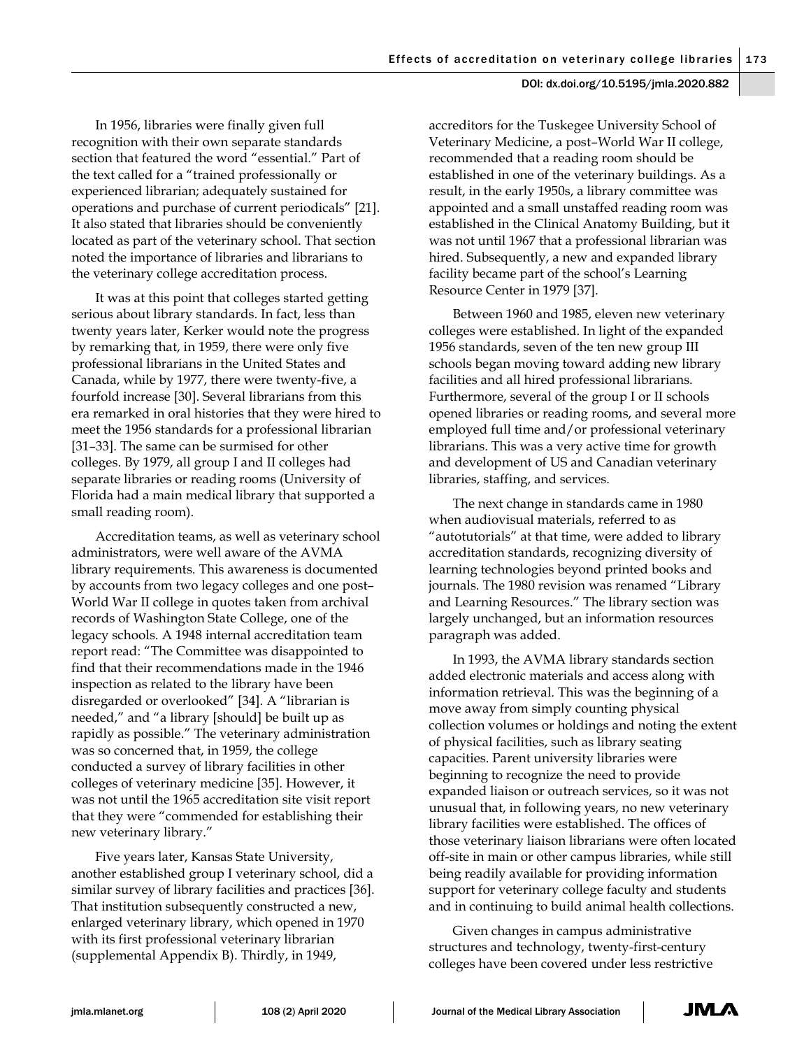In 1956, libraries were finally given full recognition with their own separate standards section that featured the word "essential." Part of the text called for a "trained professionally or experienced librarian; adequately sustained for operations and purchase of current periodicals" [21]. It also stated that libraries should be conveniently located as part of the veterinary school. That section noted the importance of libraries and librarians to the veterinary college accreditation process.

It was at this point that colleges started getting serious about library standards. In fact, less than twenty years later, Kerker would note the progress by remarking that, in 1959, there were only five professional librarians in the United States and Canada, while by 1977, there were twenty-five, a fourfold increase [30]. Several librarians from this era remarked in oral histories that they were hired to meet the 1956 standards for a professional librarian [31–33]. The same can be surmised for other colleges. By 1979, all group I and II colleges had separate libraries or reading rooms (University of Florida had a main medical library that supported a small reading room).

Accreditation teams, as well as veterinary school administrators, were well aware of the AVMA library requirements. This awareness is documented by accounts from two legacy colleges and one post–World War II college in quotes taken from archival records of Washington State College, one of the legacy schools. A 1948 internal accreditation team report read: "The Committee was disappointed to find that their recommendations made in the 1946 inspection as related to the library have been disregarded or overlooked" [34]. A "librarian is needed," and "a library [should] be built up as rapidly as possible." The veterinary administration was so concerned that, in 1959, the college conducted a survey of library facilities in other colleges of veterinary medicine [35]. However, it was not until the 1965 accreditation site visit report that they were "commended for establishing their new veterinary library."

Five years later, Kansas State University, another established group I veterinary school, did a similar survey of library facilities and practices [36]. That institution subsequently constructed a new, enlarged veterinary library, which opened in 1970 with its first professional veterinary librarian (supplemental Appendix B). Thirdly, in 1949, accreditors for the Tuskegee University School of Veterinary Medicine, a post–World War II college, recommended that a reading room should be established in one of the veterinary buildings. As a result, in the early 1950s, a library committee was appointed and a small unstaffed reading room was established in the Clinical Anatomy Building, but it was not until 1967 that a professional librarian was hired. Subsequently, a new and expanded library facility became part of the school's Learning Resource Center in 1979 [37].

Between 1960 and 1985, eleven new veterinary colleges were established. In light of the expanded 1956 standards, seven of the ten new group III schools began moving toward adding new library facilities and all hired professional librarians. Furthermore, several of the group I or II schools opened libraries or reading rooms, and several more employed full time and/or professional veterinary librarians. This was a very active time for growth and development of US and Canadian veterinary libraries, staffing, and services.

The next change in standards came in 1980 when audiovisual materials, referred to as "autotutorials" at that time, were added to library accreditation standards, recognizing diversity of learning technologies beyond printed books and journals. The 1980 revision was renamed "Library and Learning Resources." The library section was largely unchanged, but an information resources paragraph was added.

In 1993, the AVMA library standards section added electronic materials and access along with information retrieval. This was the beginning of a move away from simply counting physical collection volumes or holdings and noting the extent of physical facilities, such as library seating capacities. Parent university libraries were beginning to recognize the need to provide expanded liaison or outreach services, so it was not unusual that, in following years, no new veterinary library facilities were established. The offices of those veterinary liaison librarians were often located off-site in main or other campus libraries, while still being readily available for providing information support for veterinary college faculty and students and in continuing to build animal health collections.

Given changes in campus administrative structures and technology, twenty-first-century colleges have been covered under less restrictive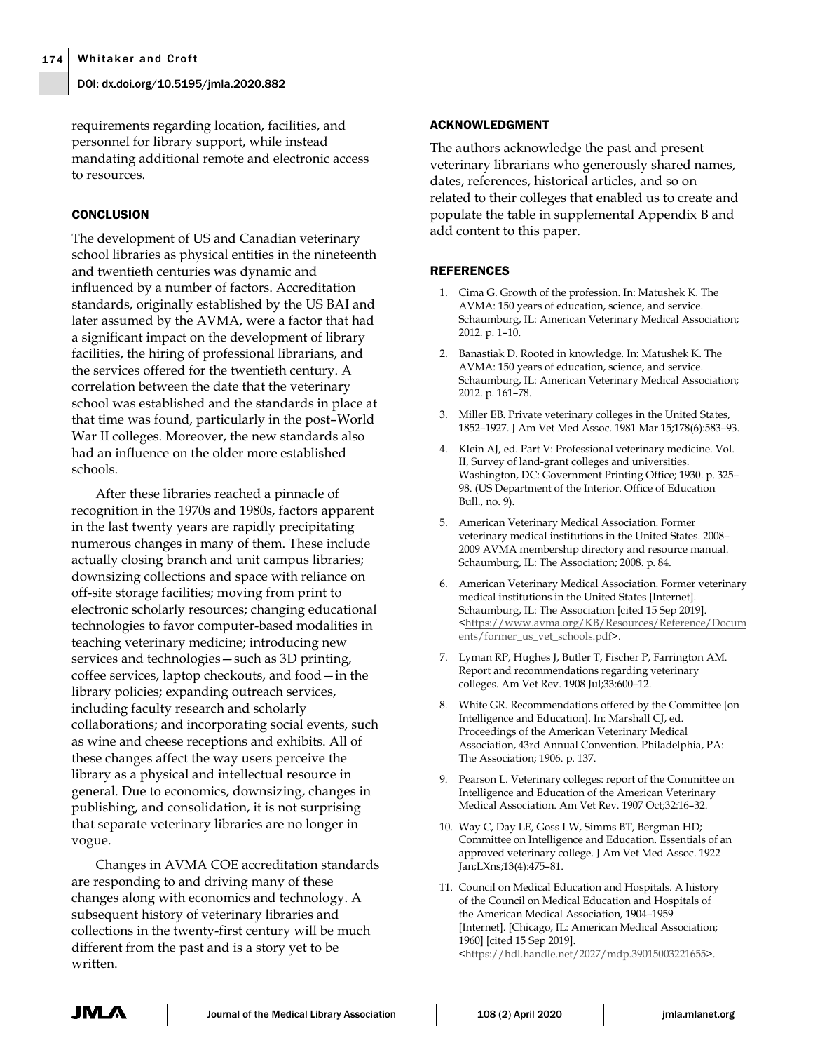requirements regarding location, facilities, and personnel for library support, while instead mandating additional remote and electronic access to resources.

## CONCLUSION

The development of US and Canadian veterinary school libraries as physical entities in the nineteenth and twentieth centuries was dynamic and influenced by a number of factors. Accreditation standards, originally established by the US BAI and later assumed by the AVMA, were a factor that had a significant impact on the development of library facilities, the hiring of professional librarians, and the services offered for the twentieth century. A correlation between the date that the veterinary school was established and the standards in place at that time was found, particularly in the post–World War II colleges. Moreover, the new standards also had an influence on the older more established schools.

After these libraries reached a pinnacle of recognition in the 1970s and 1980s, factors apparent in the last twenty years are rapidly precipitating numerous changes in many of them. These include actually closing branch and unit campus libraries; downsizing collections and space with reliance on off-site storage facilities; moving from print to electronic scholarly resources; changing educational technologies to favor computer-based modalities in teaching veterinary medicine; introducing new services and technologies—such as 3D printing, coffee services, laptop checkouts, and food—in the library policies; expanding outreach services, including faculty research and scholarly collaborations; and incorporating social events, such as wine and cheese receptions and exhibits. All of these changes affect the way users perceive the library as a physical and intellectual resource in general. Due to economics, downsizing, changes in publishing, and consolidation, it is not surprising that separate veterinary libraries are no longer in vogue.

Changes in AVMA COE accreditation standards are responding to and driving many of these changes along with economics and technology. A subsequent history of veterinary libraries and collections in the twenty-first century will be much different from the past and is a story yet to be written.

## ACKNOWLEDGMENT

The authors acknowledge the past and present veterinary librarians who generously shared names, dates, references, historical articles, and so on related to their colleges that enabled us to create and populate the table in supplemental Appendix B and add content to this paper.

## REFERENCES

1. Cima G. Growth of the profession. In: Matushek K. The AVMA: 150 years of education, science, and service. Schaumburg, IL: American Veterinary Medical Association; 2012. p. 1–10.
2. Banastiak D. Rooted in knowledge. In: Matushek K. The AVMA: 150 years of education, science, and service. Schaumburg, IL: American Veterinary Medical Association; 2012. p. 161–78.
3. Miller EB. Private veterinary colleges in the United States, 1852–1927. J Am Vet Med Assoc. 1981 Mar 15;178(6):583–93.
4. Klein AJ, ed. Part V: Professional veterinary medicine. Vol. II, Survey of land-grant colleges and universities. Washington, DC: Government Printing Office; 1930. p. 325–98. (US Department of the Interior. Office of Education Bull., no. 9).
5. American Veterinary Medical Association. Former veterinary medical institutions in the United States. 2008–2009 AVMA membership directory and resource manual. Schaumburg, IL: The Association; 2008. p. 84.
6. American Veterinary Medical Association. Former veterinary medical institutions in the United States [Internet]. Schaumburg, IL: The Association [cited 15 Sep 2019]. <https://www.avma.org/KB/Resources/Reference/Documents/former_us_vet_schools.pdf>.
7. Lyman RP, Hughes J, Butler T, Fischer P, Farrington AM. Report and recommendations regarding veterinary colleges. Am Vet Rev. 1908 Jul;33:600–12.
8. White GR. Recommendations offered by the Committee [on Intelligence and Education]. In: Marshall CJ, ed. Proceedings of the American Veterinary Medical Association, 43rd Annual Convention. Philadelphia, PA: The Association; 1906. p. 137.
9. Pearson L. Veterinary colleges: report of the Committee on Intelligence and Education of the American Veterinary Medical Association. Am Vet Rev. 1907 Oct;32:16–32.
10. Way C, Day LE, Goss LW, Simms BT, Bergman HD; Committee on Intelligence and Education. Essentials of an approved veterinary college. J Am Vet Med Assoc. 1922 Jan;LXns;13(4):475–81.
11. Council on Medical Education and Hospitals. A history of the Council on Medical Education and Hospitals of the American Medical Association, 1904–1959 [Internet]. [Chicago, IL: American Medical Association; 1960] [cited 15 Sep 2019]. <https://hdl.handle.net/2027/mdp.39015003221655>.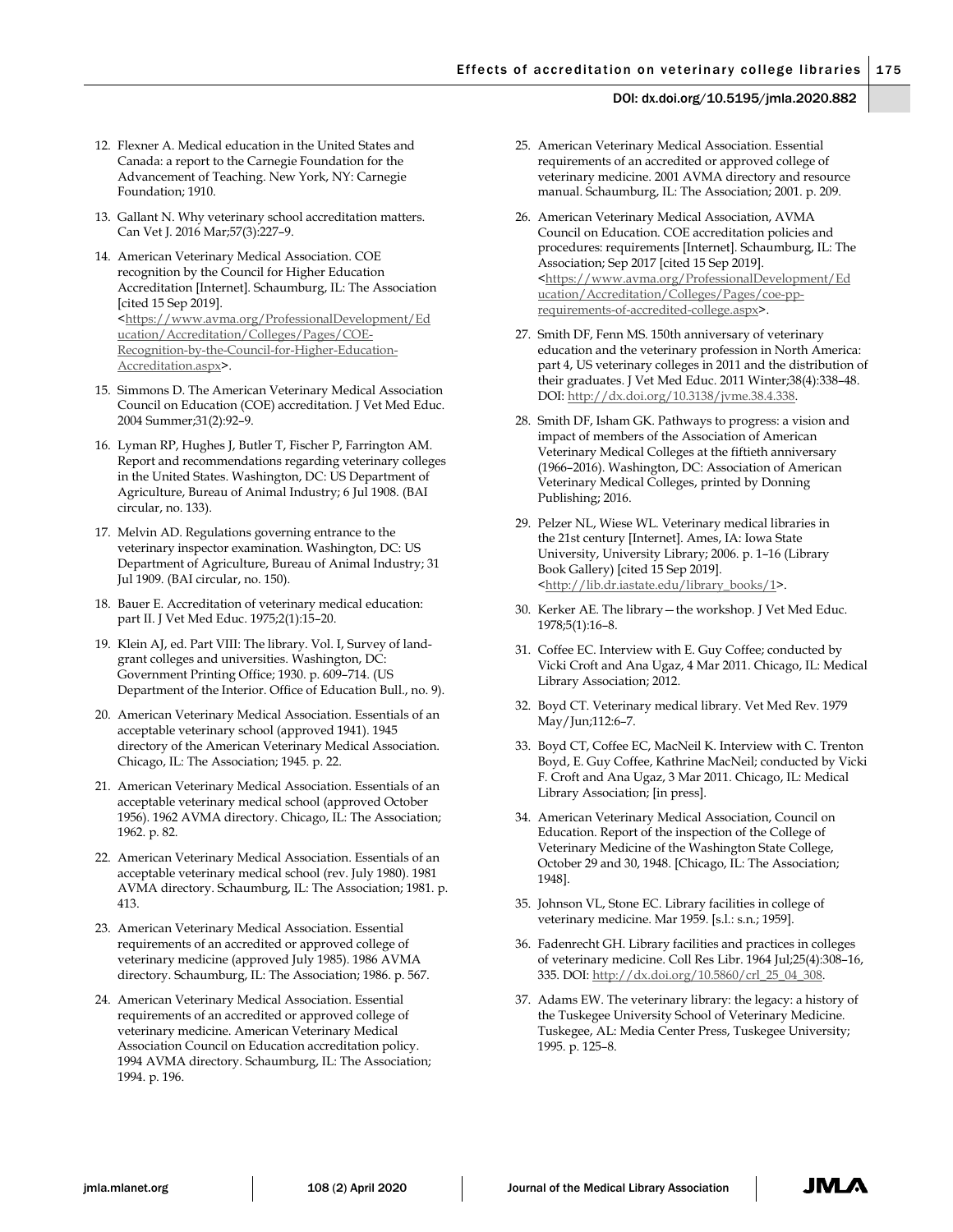12. Flexner A. Medical education in the United States and Canada: a report to the Carnegie Foundation for the Advancement of Teaching. New York, NY: Carnegie Foundation; 1910.

13. Gallant N. Why veterinary school accreditation matters. Can Vet J. 2016 Mar;57(3):227–9.

14. American Veterinary Medical Association. COE recognition by the Council for Higher Education Accreditation [Internet]. Schaumburg, IL: The Association [cited 15 Sep 2019]. <https://www.avma.org/ProfessionalDevelopment/Education/Accreditation/Colleges/Pages/COE-Recognition-by-the-Council-for-Higher-Education-Accreditation.aspx>.

15. Simmons D. The American Veterinary Medical Association Council on Education (COE) accreditation. J Vet Med Educ. 2004 Summer;31(2):92–9.

16. Lyman RP, Hughes J, Butler T, Fischer P, Farrington AM. Report and recommendations regarding veterinary colleges in the United States. Washington, DC: US Department of Agriculture, Bureau of Animal Industry; 6 Jul 1908. (BAI circular, no. 133).

17. Melvin AD. Regulations governing entrance to the veterinary inspector examination. Washington, DC: US Department of Agriculture, Bureau of Animal Industry; 31 Jul 1909. (BAI circular, no. 150).

18. Bauer E. Accreditation of veterinary medical education: part II. J Vet Med Educ. 1975;2(1):15–20.

19. Klein AJ, ed. Part VIII: The library. Vol. I, Survey of land-grant colleges and universities. Washington, DC: Government Printing Office; 1930. p. 609–714. (US Department of the Interior. Office of Education Bull., no. 9).

20. American Veterinary Medical Association. Essentials of an acceptable veterinary school (approved 1941). 1945 directory of the American Veterinary Medical Association. Chicago, IL: The Association; 1945. p. 22.

21. American Veterinary Medical Association. Essentials of an acceptable veterinary medical school (approved October 1956). 1962 AVMA directory. Chicago, IL: The Association; 1962. p. 82.

22. American Veterinary Medical Association. Essentials of an acceptable veterinary medical school (rev. July 1980). 1981 AVMA directory. Schaumburg, IL: The Association; 1981. p. 413.

23. American Veterinary Medical Association. Essential requirements of an accredited or approved college of veterinary medicine (approved July 1985). 1986 AVMA directory. Schaumburg, IL: The Association; 1986. p. 567.

24. American Veterinary Medical Association. Essential requirements of an accredited or approved college of veterinary medicine. American Veterinary Medical Association Council on Education accreditation policy. 1994 AVMA directory. Schaumburg, IL: The Association; 1994. p. 196.

25. American Veterinary Medical Association. Essential requirements of an accredited or approved college of veterinary medicine. 2001 AVMA directory and resource manual. Schaumburg, IL: The Association; 2001. p. 209.

26. American Veterinary Medical Association, AVMA Council on Education. COE accreditation policies and procedures: requirements [Internet]. Schaumburg, IL: The Association; Sep 2017 [cited 15 Sep 2019]. <https://www.avma.org/ProfessionalDevelopment/Education/Accreditation/Colleges/Pages/coe-pp-requirements-of-accredited-college.aspx>.

27. Smith DF, Fenn MS. 150th anniversary of veterinary education and the veterinary profession in North America: part 4, US veterinary colleges in 2011 and the distribution of their graduates. J Vet Med Educ. 2011 Winter;38(4):338–48. DOI: http://dx.doi.org/10.3138/jvme.38.4.338.

28. Smith DF, Isham GK. Pathways to progress: a vision and impact of members of the Association of American Veterinary Medical Colleges at the fiftieth anniversary (1966–2016). Washington, DC: Association of American Veterinary Medical Colleges, printed by Donning Publishing; 2016.

29. Pelzer NL, Wiese WL. Veterinary medical libraries in the 21st century [Internet]. Ames, IA: Iowa State University, University Library; 2006. p. 1–16 (Library Book Gallery) [cited 15 Sep 2019]. <http://lib.dr.iastate.edu/library_books/1>.

30. Kerker AE. The library—the workshop. J Vet Med Educ. 1978;5(1):16–8.

31. Coffee EC. Interview with E. Guy Coffee; conducted by Vicki Croft and Ana Ugaz, 4 Mar 2011. Chicago, IL: Medical Library Association; 2012.

32. Boyd CT. Veterinary medical library. Vet Med Rev. 1979 May/Jun;112:6–7.

33. Boyd CT, Coffee EC, MacNeil K. Interview with C. Trenton Boyd, E. Guy Coffee, Kathrine MacNeil; conducted by Vicki F. Croft and Ana Ugaz, 3 Mar 2011. Chicago, IL: Medical Library Association; [in press].

34. American Veterinary Medical Association, Council on Education. Report of the inspection of the College of Veterinary Medicine of the Washington State College, October 29 and 30, 1948. [Chicago, IL: The Association; 1948].

35. Johnson VL, Stone EC. Library facilities in college of veterinary medicine. Mar 1959. [s.l.: s.n.; 1959].

36. Fadenrecht GH. Library facilities and practices in colleges of veterinary medicine. Coll Res Libr. 1964 Jul;25(4):308–16, 335. DOI: http://dx.doi.org/10.5860/crl_25_04_308.

37. Adams EW. The veterinary library: the legacy: a history of the Tuskegee University School of Veterinary Medicine. Tuskegee, AL: Media Center Press, Tuskegee University; 1995. p. 125–8.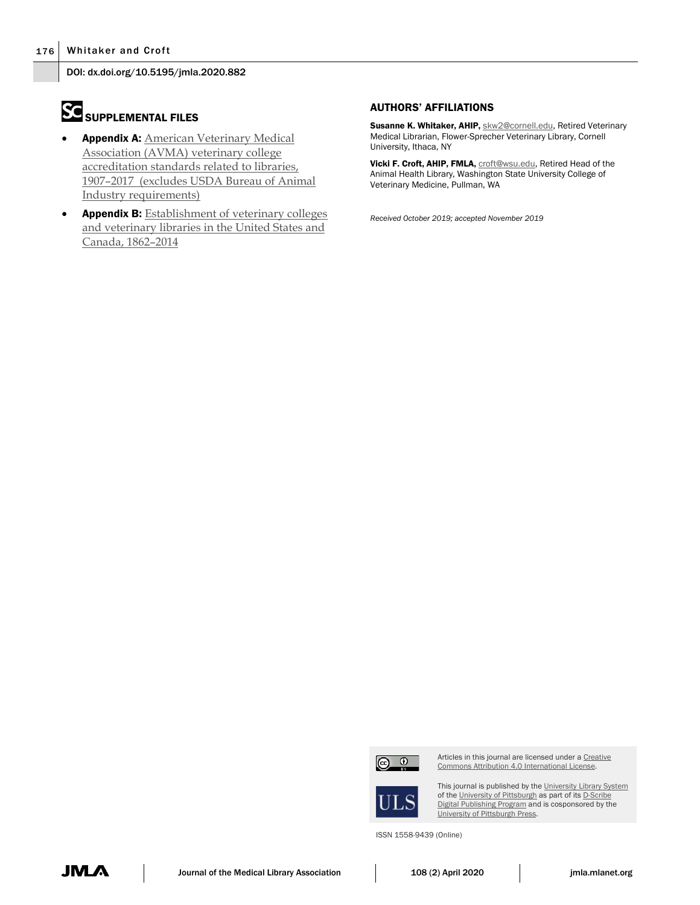DOI: dx.doi.org/10.5195/jmla.2020.882

## SUPPLEMENTAL FILES

- **Appendix A:** American Veterinary Medical Association (AVMA) veterinary college accreditation standards related to libraries, 1907–2017 (excludes USDA Bureau of Animal Industry requirements)
- **Appendix B:** Establishment of veterinary colleges and veterinary libraries in the United States and Canada, 1862–2014

## AUTHORS' AFFILIATIONS

**Susanne K. Whitaker, AHIP,** skw2@cornell.edu, Retired Veterinary Medical Librarian, Flower-Sprecher Veterinary Library, Cornell University, Ithaca, NY

**Vicki F. Croft, AHIP, FMLA,** croft@wsu.edu, Retired Head of the Animal Health Library, Washington State University College of Veterinary Medicine, Pullman, WA

*Received October 2019; accepted November 2019*

Articles in this journal are licensed under a Creative Commons Attribution 4.0 International License.

This journal is published by the University Library System of the University of Pittsburgh as part of its D-Scribe Digital Publishing Program and is cosponsored by the University of Pittsburgh Press.

ISSN 1558-9439 (Online)